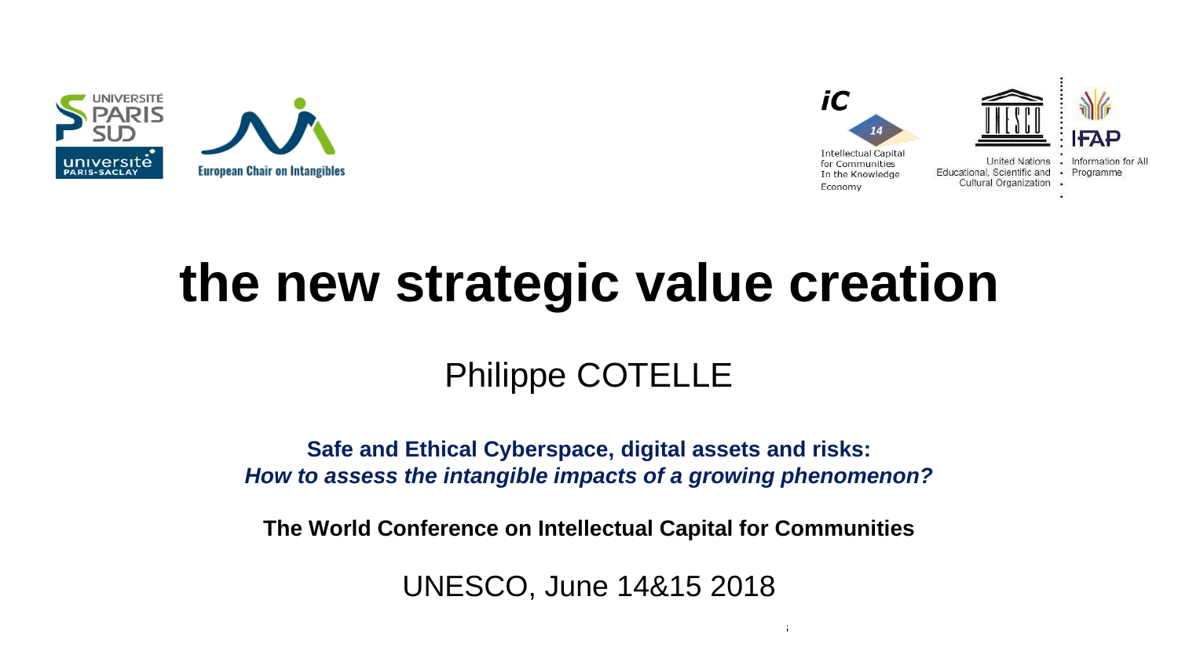# the new strategic value creation

Philippe COTELLE

**Safe and Ethical Cyberspace, digital assets and risks:**
***How to assess the intangible impacts of a growing phenomenon?***

**The World Conference on Intellectual Capital for Communities**

UNESCO, June 14&15 2018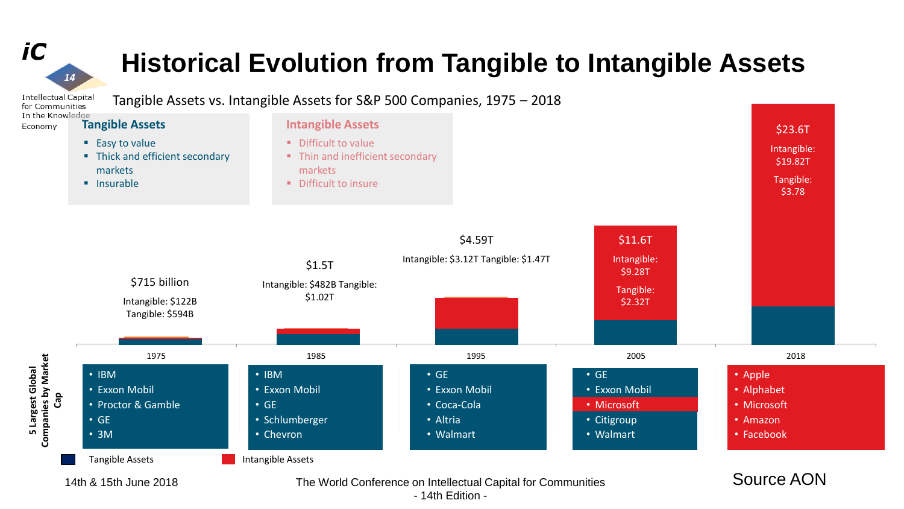# Historical Evolution from Tangible to Intangible Assets

Tangible Assets vs. Intangible Assets for S&P 500 Companies, 1975 – 2018

**Tangible Assets**

- Easy to value
- Thick and efficient secondary markets
- Insurable

**Intangible Assets**

- Difficult to value
- Thin and inefficient secondary markets
- Difficult to insure

| Year | Total | Intangible | Tangible |
|---|---|---|---|
| 1975 | $715 billion | $122B | $594B |
| 1985 | $1.5T | $482B | $1.02T |
| 1995 | $4.59T | $3.12T | $1.47T |
| 2005 | $11.6T | $9.28T | $2.32T |
| 2018 | $23.6T | $19.82T | $3.78 |

**5 Largest Global Companies by Market Cap**

| 1975 | 1985 | 1995 | 2005 | 2018 |
|---|---|---|---|---|
| IBM | IBM | GE | GE | Apple |
| Exxon Mobil | Exxon Mobil | Exxon Mobil | Exxon Mobil | Alphabet |
| Proctor & Gamble | GE | Coca-Cola | Microsoft | Microsoft |
| GE | Schlumberger | Altria | Citigroup | Amazon |
| 3M | Chevron | Walmart | Walmart | Facebook |

Tangible Assets / Intangible Assets

Source AON

14th & 15th June 2018

The World Conference on Intellectual Capital for Communities - 14th Edition -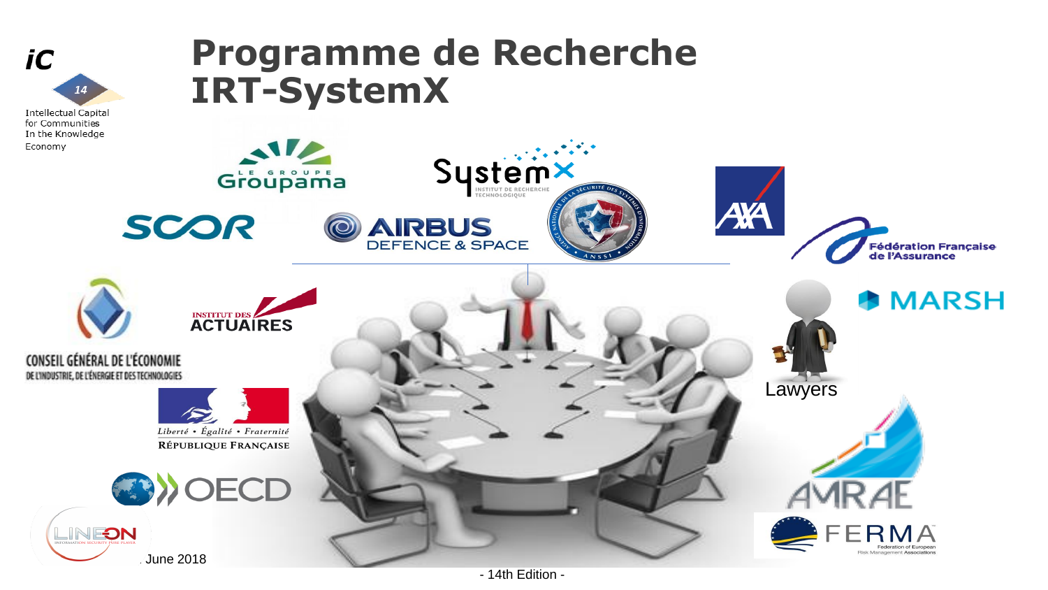# Programme de Recherche IRT-SystemX

Lawyers

June 2018

- 14th Edition -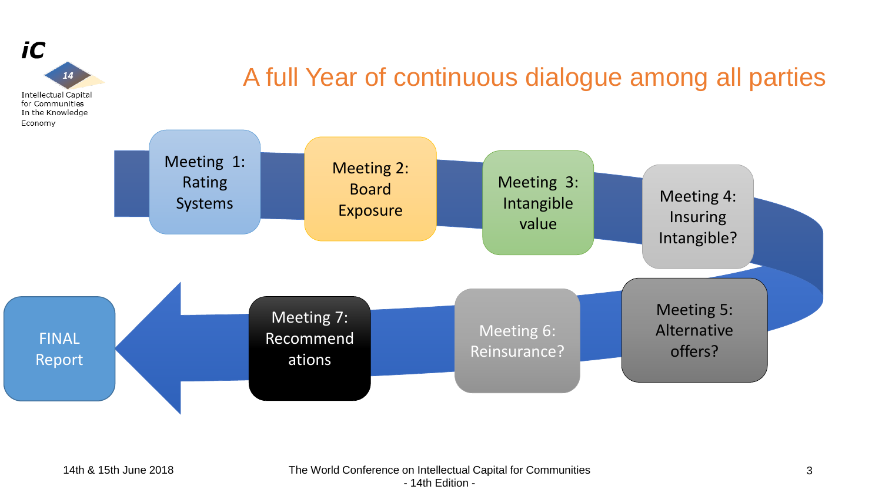# A full Year of continuous dialogue among all parties

- Meeting 1: Rating Systems
- Meeting 2: Board Exposure
- Meeting 3: Intangible value
- Meeting 4: Insuring Intangible?
- Meeting 5: Alternative offers?
- Meeting 6: Reinsurance?
- Meeting 7: Recommendations
- FINAL Report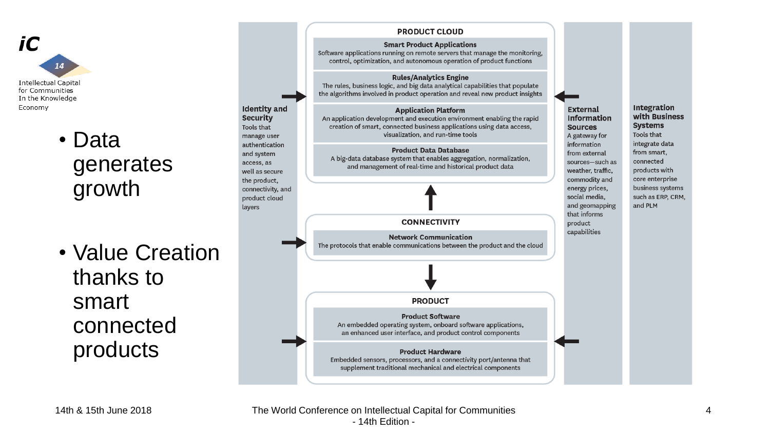- Data generates growth

- Value Creation thanks to smart connected products

## PRODUCT CLOUD

**Smart Product Applications**
Software applications running on remote servers that manage the monitoring, control, optimization, and autonomous operation of product functions

**Rules/Analytics Engine**
The rules, business logic, and big data analytical capabilities that populate the algorithms involved in product operation and reveal new product insights

**Application Platform**
An application development and execution environment enabling the rapid creation of smart, connected business applications using data access, visualization, and run-time tools

**Product Data Database**
A big-data database system that enables aggregation, normalization, and management of real-time and historical product data

## CONNECTIVITY

**Network Communication**
The protocols that enable communications between the product and the cloud

## PRODUCT

**Product Software**
An embedded operating system, onboard software applications, an enhanced user interface, and product control components

**Product Hardware**
Embedded sensors, processors, and a connectivity port/antenna that supplement traditional mechanical and electrical components

**Identity and Security**
Tools that manage user authentication and system access, as well as secure the product, connectivity, and product cloud layers

**External Information Sources**
A gateway for information from external sources—such as weather, traffic, commodity and energy prices, social media, and geomapping that informs product capabilities

**Integration with Business Systems**
Tools that integrate data from smart, connected products with core enterprise business systems such as ERP, CRM, and PLM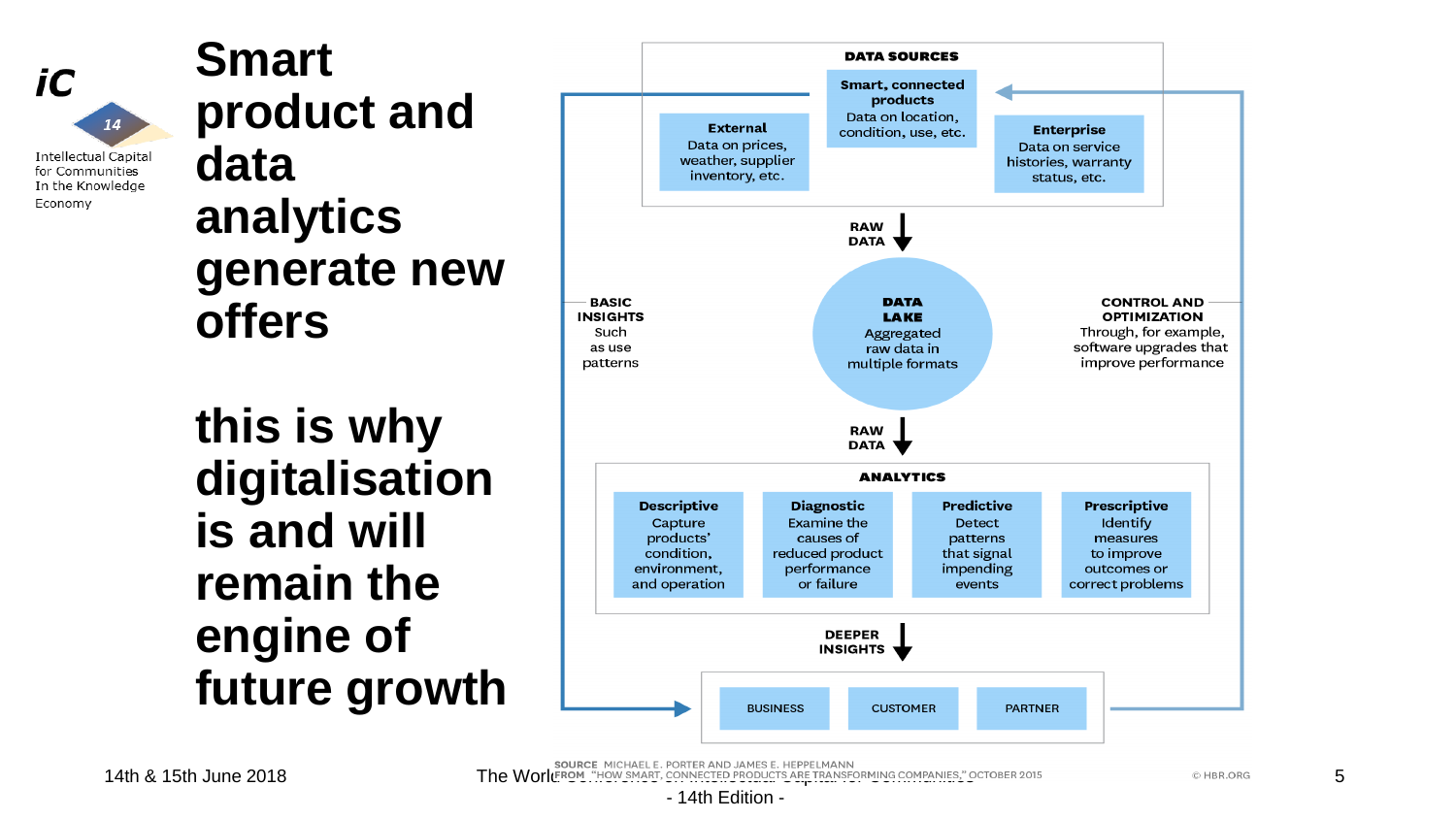# Smart product and data analytics generate new offers

# this is why digitalisation is and will remain the engine of future growth

**DATA SOURCES**

- **Smart, connected products** — Data on location, condition, use, etc.
- **External** — Data on prices, weather, supplier inventory, etc.
- **Enterprise** — Data on service histories, warranty status, etc.

**RAW DATA**

**DATA LAKE** — Aggregated raw data in multiple formats

**RAW DATA**

**ANALYTICS**

- **Descriptive** — Capture products' condition, environment, and operation
- **Diagnostic** — Examine the causes of reduced product performance or failure
- **Predictive** — Detect patterns that signal impending events
- **Prescriptive** — Identify measures to improve outcomes or correct problems

**DEEPER INSIGHTS**

BUSINESS | CUSTOMER | PARTNER

**BASIC INSIGHTS** Such as use patterns

**CONTROL AND OPTIMIZATION** Through, for example, software upgrades that improve performance

SOURCE MICHAEL E. PORTER AND JAMES E. HEPPELMANN FROM "HOW SMART, CONNECTED PRODUCTS ARE TRANSFORMING COMPANIES," OCTOBER 2015

© HBR.ORG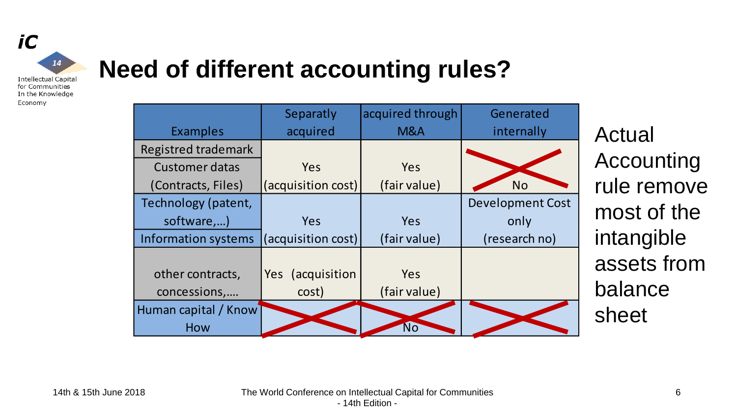# Need of different accounting rules?

| Examples | Separatly acquired | acquired through M&A | Generated internally |
|---|---|---|---|
| Registred trademark<br>Customer datas (Contracts, Files) | Yes (acquisition cost) | Yes (fair value) | No |
| Technology (patent, software,…)<br>Information systems | Yes (acquisition cost) | Yes (fair value) | Development Cost only (research no) |
| other contracts, concessions,…. | Yes (acquisition cost) | Yes (fair value) | |
| Human capital / Know How | | No | |

Actual Accounting rule remove most of the intangible assets from balance sheet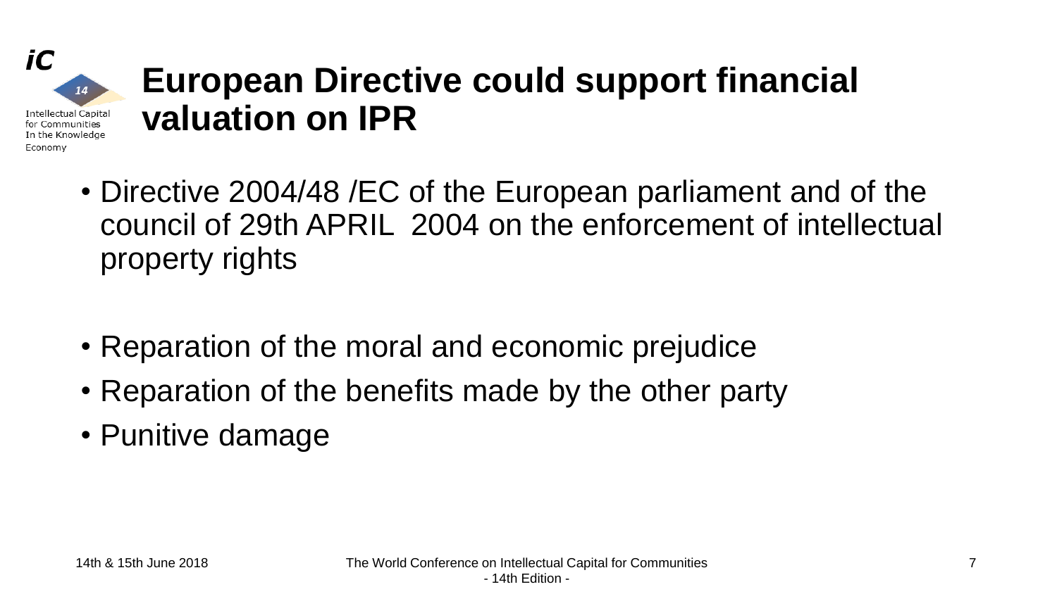# European Directive could support financial valuation on IPR

- Directive 2004/48 /EC of the European parliament and of the council of 29th APRIL 2004 on the enforcement of intellectual property rights

- Reparation of the moral and economic prejudice
- Reparation of the benefits made by the other party
- Punitive damage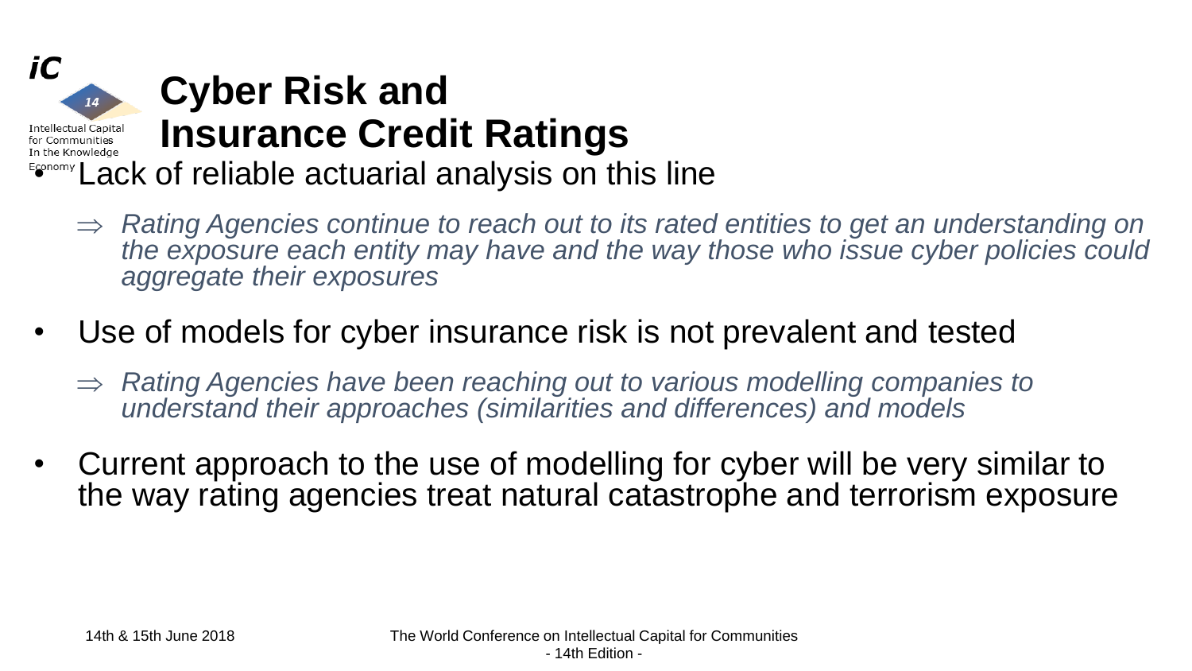# Cyber Risk and Insurance Credit Ratings

- Lack of reliable actuarial analysis on this line
  - ⇒ *Rating Agencies continue to reach out to its rated entities to get an understanding on the exposure each entity may have and the way those who issue cyber policies could aggregate their exposures*
- Use of models for cyber insurance risk is not prevalent and tested
  - ⇒ *Rating Agencies have been reaching out to various modelling companies to understand their approaches (similarities and differences) and models*
- Current approach to the use of modelling for cyber will be very similar to the way rating agencies treat natural catastrophe and terrorism exposure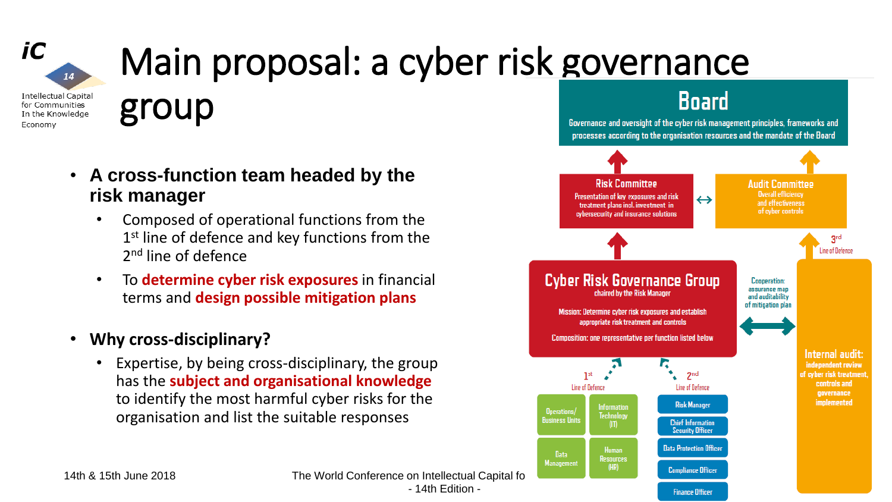# Main proposal: a cyber risk governance group

- **A cross-function team headed by the risk manager**
  - Composed of operational functions from the 1st line of defence and key functions from the 2nd line of defence
  - To **determine cyber risk exposures** in financial terms and **design possible mitigation plans**

- **Why cross-disciplinary?**
  - Expertise, by being cross-disciplinary, the group has the **subject and organisational knowledge** to identify the most harmful cyber risks for the organisation and list the suitable responses

**Board**
Governance and oversight of the cyber risk management principles, frameworks and processes according to the organisation resources and the mandate of the Board

**Risk Committee**
Presentation of key exposures and risk treatment plans incl. investment in cybersecurity and insurance solutions

↔

**Audit Committee**
Overall efficiency and effectiveness of cyber controls

**Cyber Risk Governance Group**
chaired by the Risk Manager

Mission: Determine cyber risk exposures and establish appropriate risk treatment and controls

Composition: one representative per function listed below

Cooperation: assurance map and auditability of mitigation plan

3rd Line of Defence

**Internal audit:** independent review of cyber risk treatment, controls and governance implemented

1st Line of Defence
- Operations/ Business Units
- Information Technology (IT)
- Data Management
- Human Resources (HR)

2nd Line of Defence
- Risk Manager
- Chief Information Security Officer
- Data Protection Officer
- Compliance Officer
- Finance Officer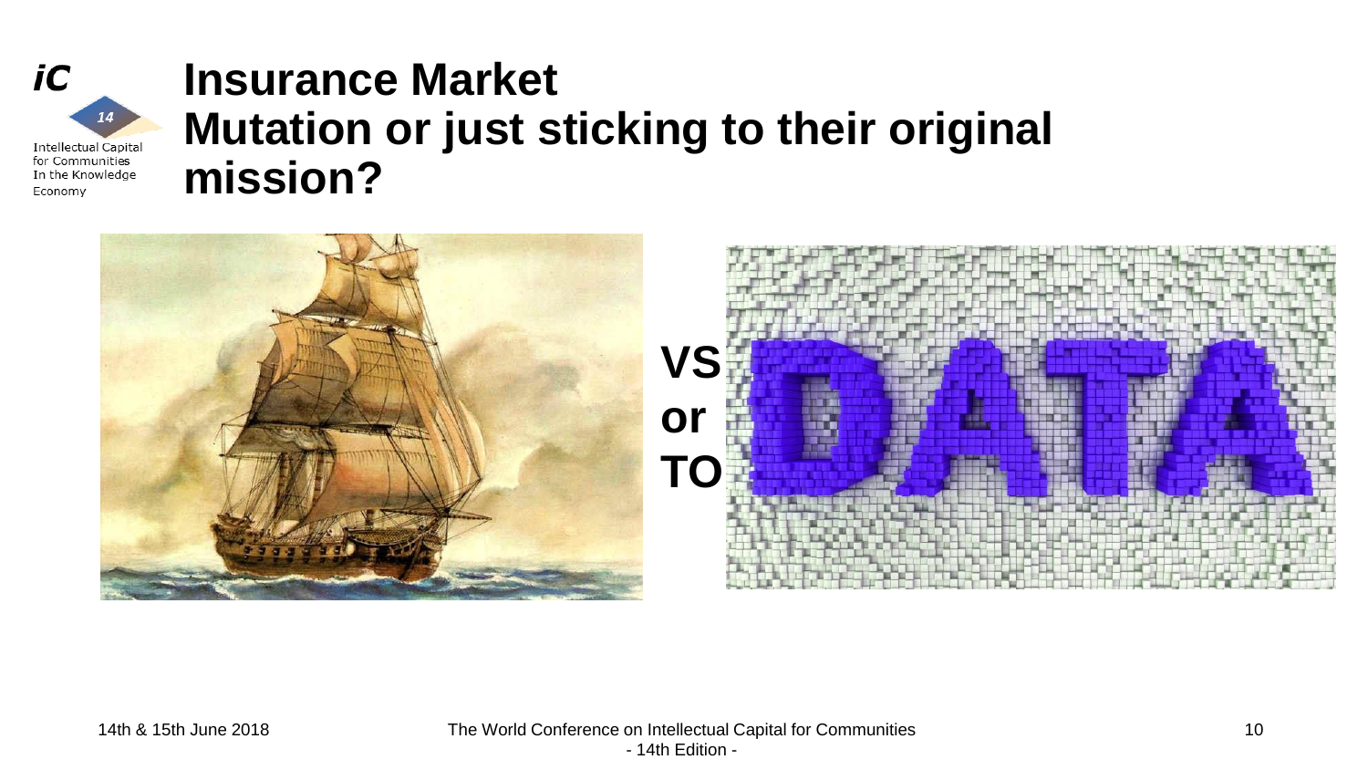# Insurance Market
# Mutation or just sticking to their original mission?

VS
or
TO

DATA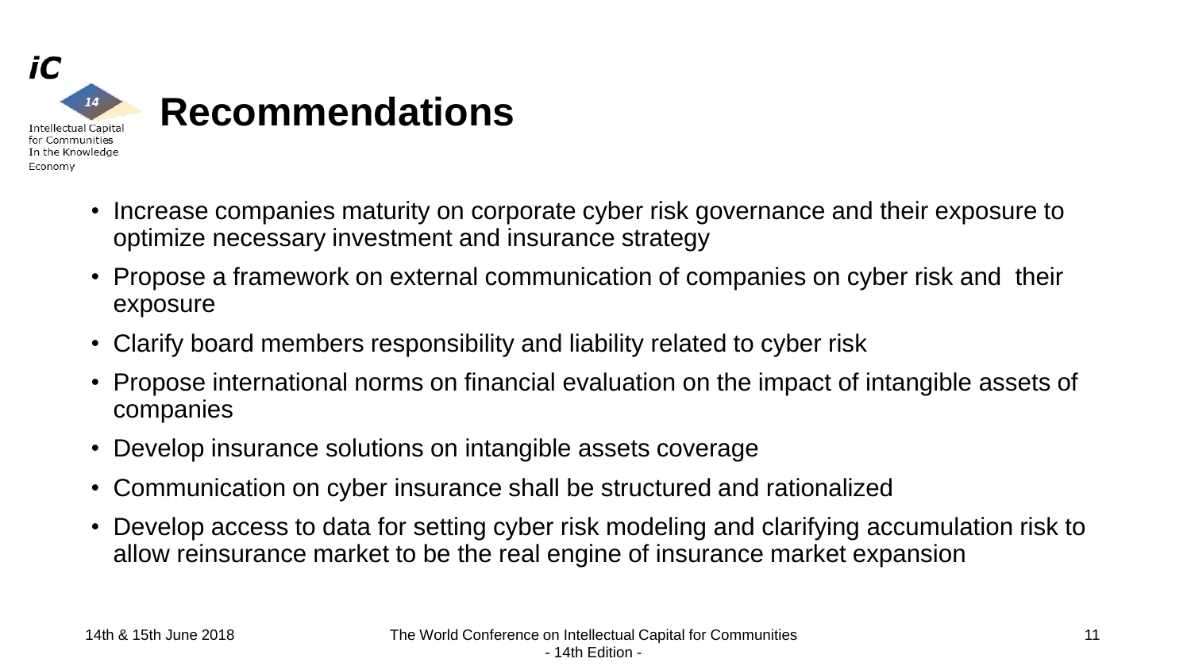# Recommendations

- Increase companies maturity on corporate cyber risk governance and their exposure to optimize necessary investment and insurance strategy
- Propose a framework on external communication of companies on cyber risk and their exposure
- Clarify board members responsibility and liability related to cyber risk
- Propose international norms on financial evaluation on the impact of intangible assets of companies
- Develop insurance solutions on intangible assets coverage
- Communication on cyber insurance shall be structured and rationalized
- Develop access to data for setting cyber risk modeling and clarifying accumulation risk to allow reinsurance market to be the real engine of insurance market expansion